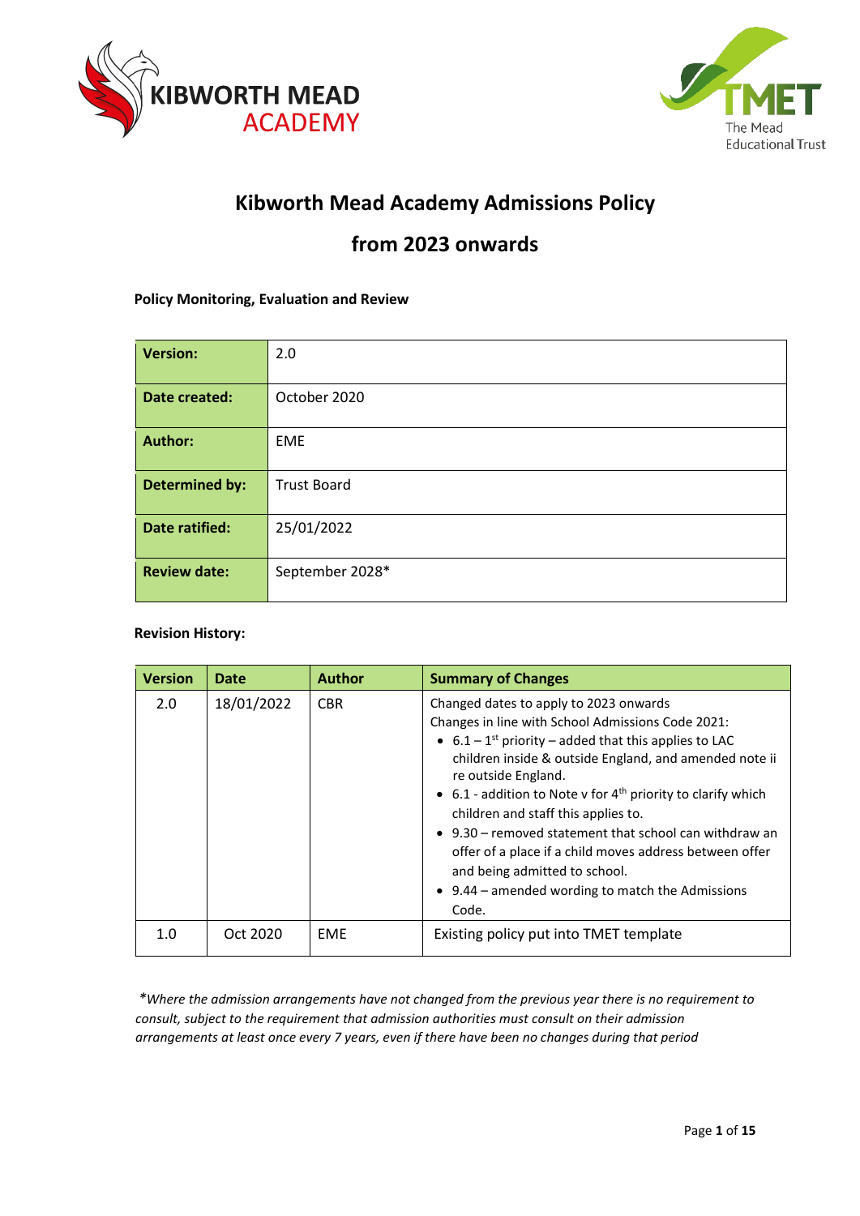KIBWORTH MEAD ACADEMY

The Mead Educational Trust

# Kibworth Mead Academy Admissions Policy

## from 2023 onwards

**Policy Monitoring, Evaluation and Review**

| | |
|---|---|
| **Version:** | 2.0 |
| **Date created:** | October 2020 |
| **Author:** | EME |
| **Determined by:** | Trust Board |
| **Date ratified:** | 25/01/2022 |
| **Review date:** | September 2028* |

**Revision History:**

| Version | Date | Author | Summary of Changes |
|---|---|---|---|
| 2.0 | 18/01/2022 | CBR | Changed dates to apply to 2023 onwards<br>Changes in line with School Admissions Code 2021:<br>• 6.1 – 1st priority – added that this applies to LAC children inside & outside England, and amended note ii re outside England.<br>• 6.1 - addition to Note v for 4th priority to clarify which children and staff this applies to.<br>• 9.30 – removed statement that school can withdraw an offer of a place if a child moves address between offer and being admitted to school.<br>• 9.44 – amended wording to match the Admissions Code. |
| 1.0 | Oct 2020 | EME | Existing policy put into TMET template |

*\*Where the admission arrangements have not changed from the previous year there is no requirement to consult, subject to the requirement that admission authorities must consult on their admission arrangements at least once every 7 years, even if there have been no changes during that period*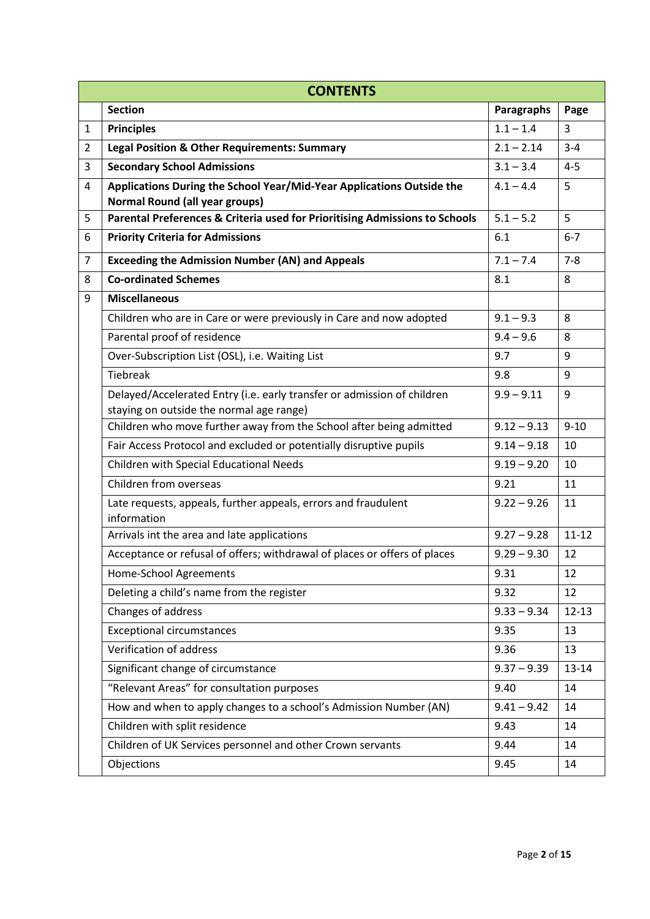| CONTENTS | | | |
|---|---|---|---|
| | **Section** | **Paragraphs** | **Page** |
| 1 | **Principles** | 1.1 – 1.4 | 3 |
| 2 | **Legal Position & Other Requirements: Summary** | 2.1 – 2.14 | 3-4 |
| 3 | **Secondary School Admissions** | 3.1 – 3.4 | 4-5 |
| 4 | **Applications During the School Year/Mid-Year Applications Outside the Normal Round (all year groups)** | 4.1 – 4.4 | 5 |
| 5 | **Parental Preferences & Criteria used for Prioritising Admissions to Schools** | 5.1 – 5.2 | 5 |
| 6 | **Priority Criteria for Admissions** | 6.1 | 6-7 |
| 7 | **Exceeding the Admission Number (AN) and Appeals** | 7.1 – 7.4 | 7-8 |
| 8 | **Co-ordinated Schemes** | 8.1 | 8 |
| 9 | **Miscellaneous** | | |
| | Children who are in Care or were previously in Care and now adopted | 9.1 – 9.3 | 8 |
| | Parental proof of residence | 9.4 – 9.6 | 8 |
| | Over-Subscription List (OSL), i.e. Waiting List | 9.7 | 9 |
| | Tiebreak | 9.8 | 9 |
| | Delayed/Accelerated Entry (i.e. early transfer or admission of children staying on outside the normal age range) | 9.9 – 9.11 | 9 |
| | Children who move further away from the School after being admitted | 9.12 – 9.13 | 9-10 |
| | Fair Access Protocol and excluded or potentially disruptive pupils | 9.14 – 9.18 | 10 |
| | Children with Special Educational Needs | 9.19 – 9.20 | 10 |
| | Children from overseas | 9.21 | 11 |
| | Late requests, appeals, further appeals, errors and fraudulent information | 9.22 – 9.26 | 11 |
| | Arrivals int the area and late applications | 9.27 – 9.28 | 11-12 |
| | Acceptance or refusal of offers; withdrawal of places or offers of places | 9.29 – 9.30 | 12 |
| | Home-School Agreements | 9.31 | 12 |
| | Deleting a child's name from the register | 9.32 | 12 |
| | Changes of address | 9.33 – 9.34 | 12-13 |
| | Exceptional circumstances | 9.35 | 13 |
| | Verification of address | 9.36 | 13 |
| | Significant change of circumstance | 9.37 – 9.39 | 13-14 |
| | "Relevant Areas" for consultation purposes | 9.40 | 14 |
| | How and when to apply changes to a school's Admission Number (AN) | 9.41 – 9.42 | 14 |
| | Children with split residence | 9.43 | 14 |
| | Children of UK Services personnel and other Crown servants | 9.44 | 14 |
| | Objections | 9.45 | 14 |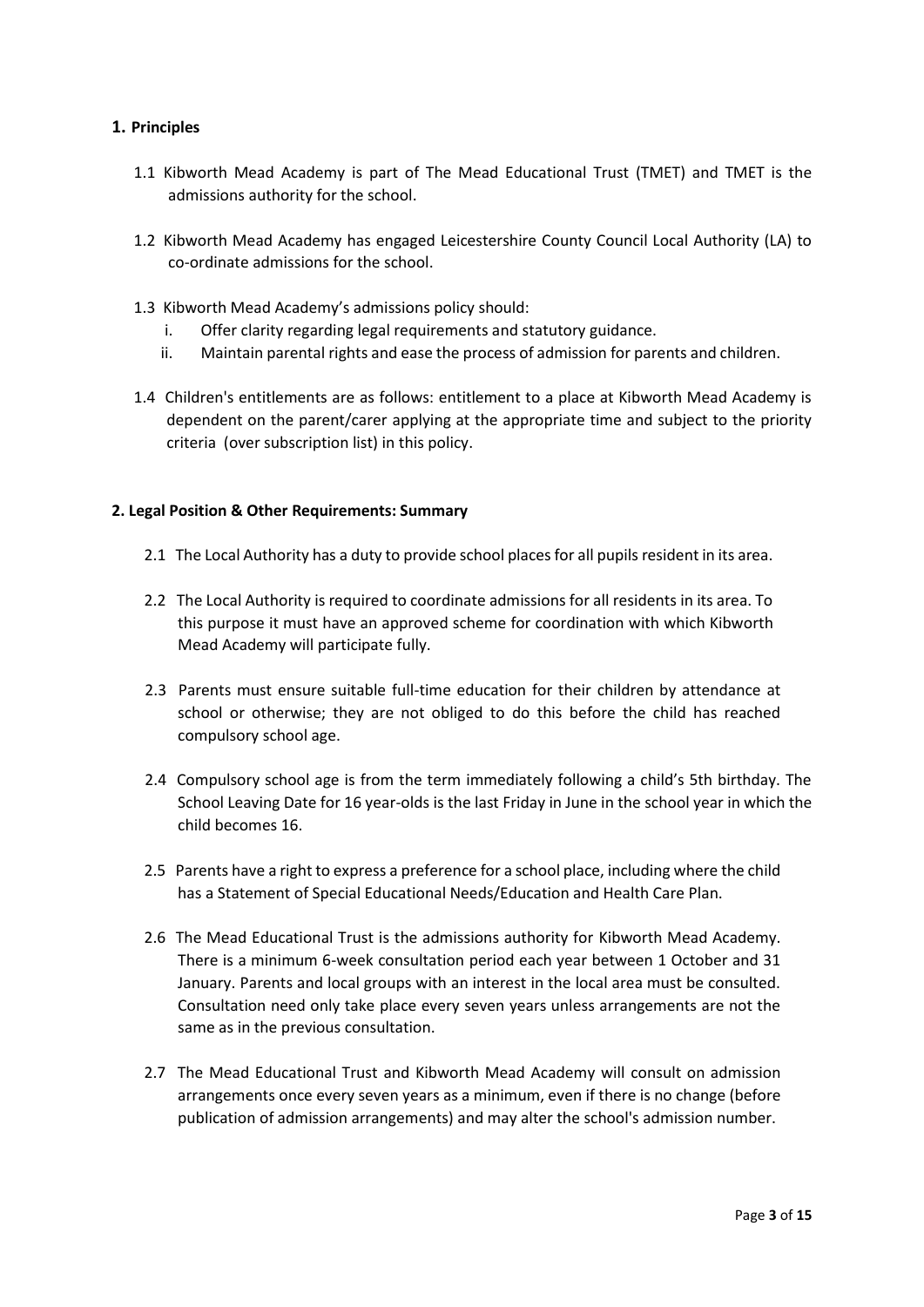## 1. Principles

1.1 Kibworth Mead Academy is part of The Mead Educational Trust (TMET) and TMET is the admissions authority for the school.

1.2 Kibworth Mead Academy has engaged Leicestershire County Council Local Authority (LA) to co-ordinate admissions for the school.

1.3 Kibworth Mead Academy's admissions policy should:

i. Offer clarity regarding legal requirements and statutory guidance.
ii. Maintain parental rights and ease the process of admission for parents and children.

1.4 Children's entitlements are as follows: entitlement to a place at Kibworth Mead Academy is dependent on the parent/carer applying at the appropriate time and subject to the priority criteria (over subscription list) in this policy.

## 2. Legal Position & Other Requirements: Summary

2.1 The Local Authority has a duty to provide school places for all pupils resident in its area.

2.2 The Local Authority is required to coordinate admissions for all residents in its area. To this purpose it must have an approved scheme for coordination with which Kibworth Mead Academy will participate fully.

2.3 Parents must ensure suitable full-time education for their children by attendance at school or otherwise; they are not obliged to do this before the child has reached compulsory school age.

2.4 Compulsory school age is from the term immediately following a child's 5th birthday. The School Leaving Date for 16 year-olds is the last Friday in June in the school year in which the child becomes 16.

2.5 Parents have a right to express a preference for a school place, including where the child has a Statement of Special Educational Needs/Education and Health Care Plan.

2.6 The Mead Educational Trust is the admissions authority for Kibworth Mead Academy. There is a minimum 6-week consultation period each year between 1 October and 31 January. Parents and local groups with an interest in the local area must be consulted. Consultation need only take place every seven years unless arrangements are not the same as in the previous consultation.

2.7 The Mead Educational Trust and Kibworth Mead Academy will consult on admission arrangements once every seven years as a minimum, even if there is no change (before publication of admission arrangements) and may alter the school's admission number.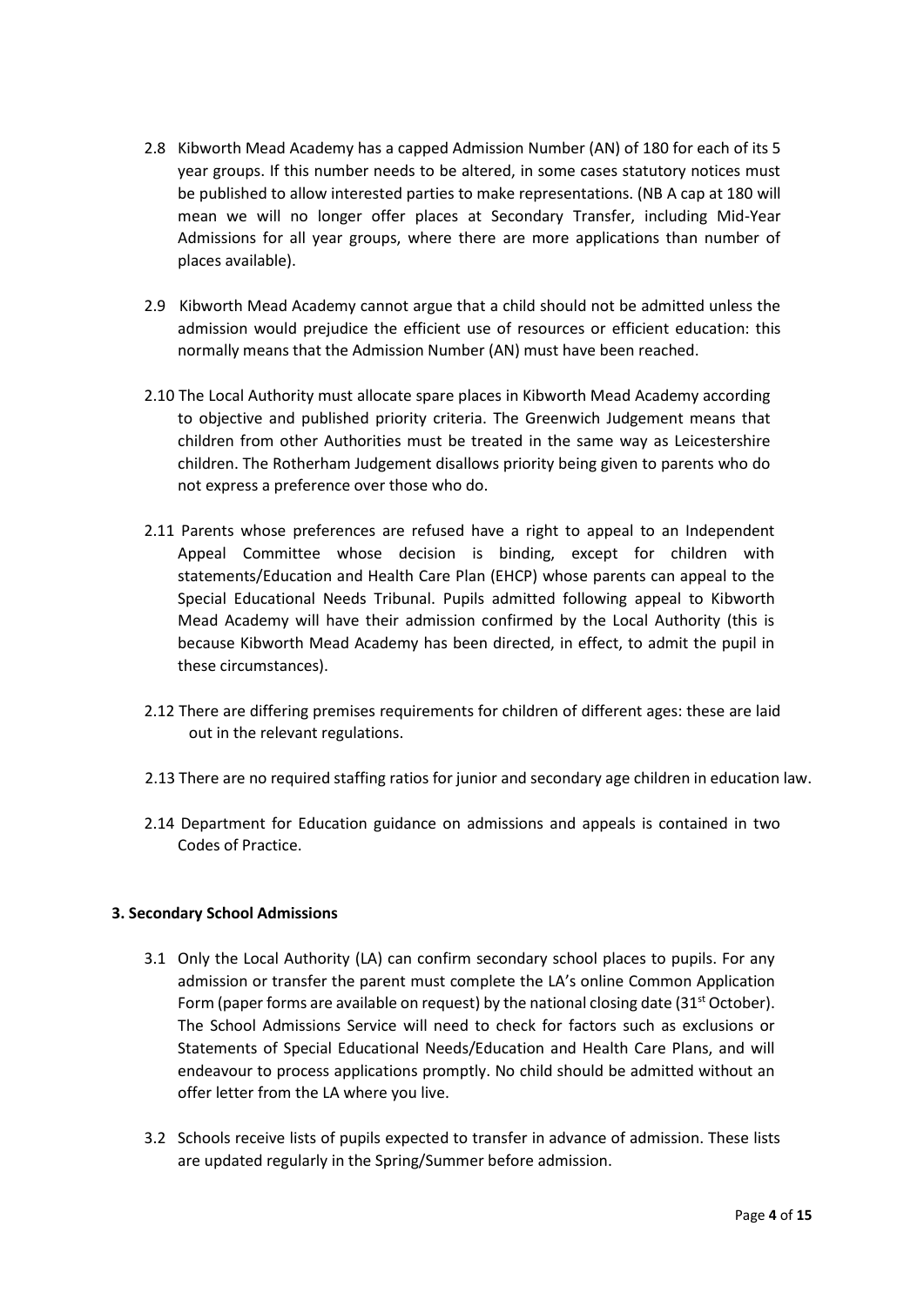2.8 Kibworth Mead Academy has a capped Admission Number (AN) of 180 for each of its 5 year groups. If this number needs to be altered, in some cases statutory notices must be published to allow interested parties to make representations. (NB A cap at 180 will mean we will no longer offer places at Secondary Transfer, including Mid-Year Admissions for all year groups, where there are more applications than number of places available).

2.9 Kibworth Mead Academy cannot argue that a child should not be admitted unless the admission would prejudice the efficient use of resources or efficient education: this normally means that the Admission Number (AN) must have been reached.

2.10 The Local Authority must allocate spare places in Kibworth Mead Academy according to objective and published priority criteria. The Greenwich Judgement means that children from other Authorities must be treated in the same way as Leicestershire children. The Rotherham Judgement disallows priority being given to parents who do not express a preference over those who do.

2.11 Parents whose preferences are refused have a right to appeal to an Independent Appeal Committee whose decision is binding, except for children with statements/Education and Health Care Plan (EHCP) whose parents can appeal to the Special Educational Needs Tribunal. Pupils admitted following appeal to Kibworth Mead Academy will have their admission confirmed by the Local Authority (this is because Kibworth Mead Academy has been directed, in effect, to admit the pupil in these circumstances).

2.12 There are differing premises requirements for children of different ages: these are laid out in the relevant regulations.

2.13 There are no required staffing ratios for junior and secondary age children in education law.

2.14 Department for Education guidance on admissions and appeals is contained in two Codes of Practice.

### 3. Secondary School Admissions

3.1 Only the Local Authority (LA) can confirm secondary school places to pupils. For any admission or transfer the parent must complete the LA's online Common Application Form (paper forms are available on request) by the national closing date (31st October). The School Admissions Service will need to check for factors such as exclusions or Statements of Special Educational Needs/Education and Health Care Plans, and will endeavour to process applications promptly. No child should be admitted without an offer letter from the LA where you live.

3.2 Schools receive lists of pupils expected to transfer in advance of admission. These lists are updated regularly in the Spring/Summer before admission.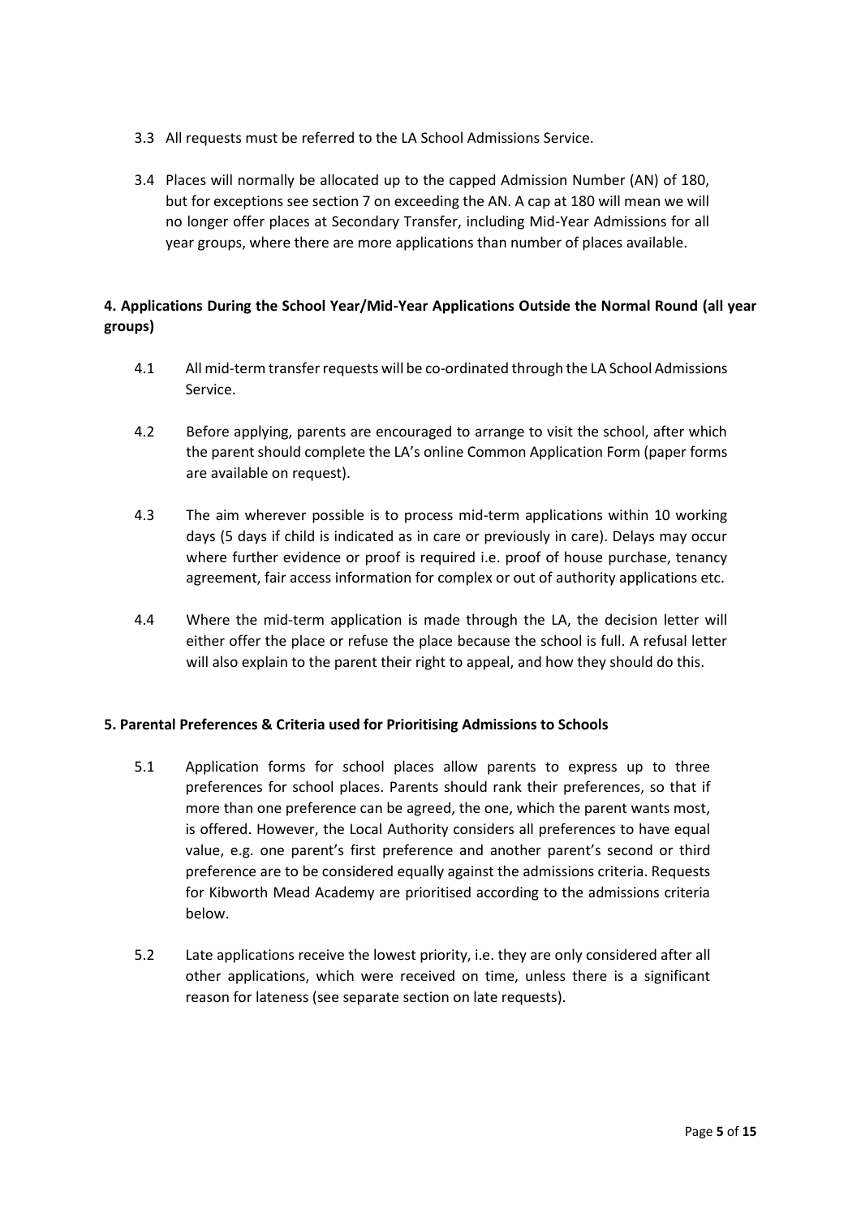3.3 All requests must be referred to the LA School Admissions Service.

3.4 Places will normally be allocated up to the capped Admission Number (AN) of 180, but for exceptions see section 7 on exceeding the AN. A cap at 180 will mean we will no longer offer places at Secondary Transfer, including Mid-Year Admissions for all year groups, where there are more applications than number of places available.

**4. Applications During the School Year/Mid-Year Applications Outside the Normal Round (all year groups)**

4.1 All mid-term transfer requests will be co-ordinated through the LA School Admissions Service.

4.2 Before applying, parents are encouraged to arrange to visit the school, after which the parent should complete the LA's online Common Application Form (paper forms are available on request).

4.3 The aim wherever possible is to process mid-term applications within 10 working days (5 days if child is indicated as in care or previously in care). Delays may occur where further evidence or proof is required i.e. proof of house purchase, tenancy agreement, fair access information for complex or out of authority applications etc.

4.4 Where the mid-term application is made through the LA, the decision letter will either offer the place or refuse the place because the school is full. A refusal letter will also explain to the parent their right to appeal, and how they should do this.

**5. Parental Preferences & Criteria used for Prioritising Admissions to Schools**

5.1 Application forms for school places allow parents to express up to three preferences for school places. Parents should rank their preferences, so that if more than one preference can be agreed, the one, which the parent wants most, is offered. However, the Local Authority considers all preferences to have equal value, e.g. one parent's first preference and another parent's second or third preference are to be considered equally against the admissions criteria. Requests for Kibworth Mead Academy are prioritised according to the admissions criteria below.

5.2 Late applications receive the lowest priority, i.e. they are only considered after all other applications, which were received on time, unless there is a significant reason for lateness (see separate section on late requests).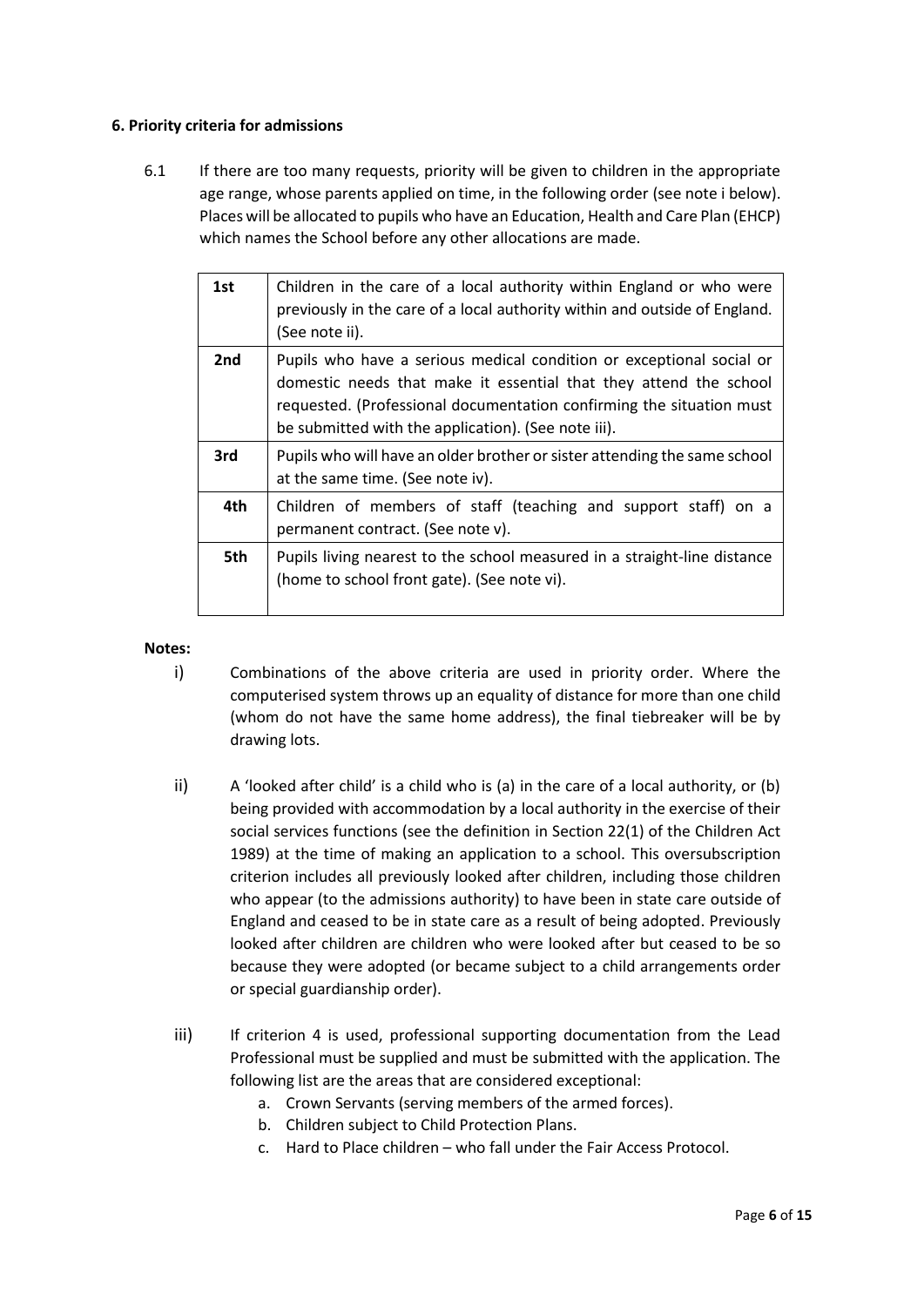**6. Priority criteria for admissions**

6.1 If there are too many requests, priority will be given to children in the appropriate age range, whose parents applied on time, in the following order (see note i below). Places will be allocated to pupils who have an Education, Health and Care Plan (EHCP) which names the School before any other allocations are made.

| | |
|---|---|
| **1st** | Children in the care of a local authority within England or who were previously in the care of a local authority within and outside of England. (See note ii). |
| **2nd** | Pupils who have a serious medical condition or exceptional social or domestic needs that make it essential that they attend the school requested. (Professional documentation confirming the situation must be submitted with the application). (See note iii). |
| **3rd** | Pupils who will have an older brother or sister attending the same school at the same time. (See note iv). |
| **4th** | Children of members of staff (teaching and support staff) on a permanent contract. (See note v). |
| **5th** | Pupils living nearest to the school measured in a straight-line distance (home to school front gate). (See note vi). |

**Notes:**

i) Combinations of the above criteria are used in priority order. Where the computerised system throws up an equality of distance for more than one child (whom do not have the same home address), the final tiebreaker will be by drawing lots.

ii) A 'looked after child' is a child who is (a) in the care of a local authority, or (b) being provided with accommodation by a local authority in the exercise of their social services functions (see the definition in Section 22(1) of the Children Act 1989) at the time of making an application to a school. This oversubscription criterion includes all previously looked after children, including those children who appear (to the admissions authority) to have been in state care outside of England and ceased to be in state care as a result of being adopted. Previously looked after children are children who were looked after but ceased to be so because they were adopted (or became subject to a child arrangements order or special guardianship order).

iii) If criterion 4 is used, professional supporting documentation from the Lead Professional must be supplied and must be submitted with the application. The following list are the areas that are considered exceptional:

a. Crown Servants (serving members of the armed forces).
b. Children subject to Child Protection Plans.
c. Hard to Place children – who fall under the Fair Access Protocol.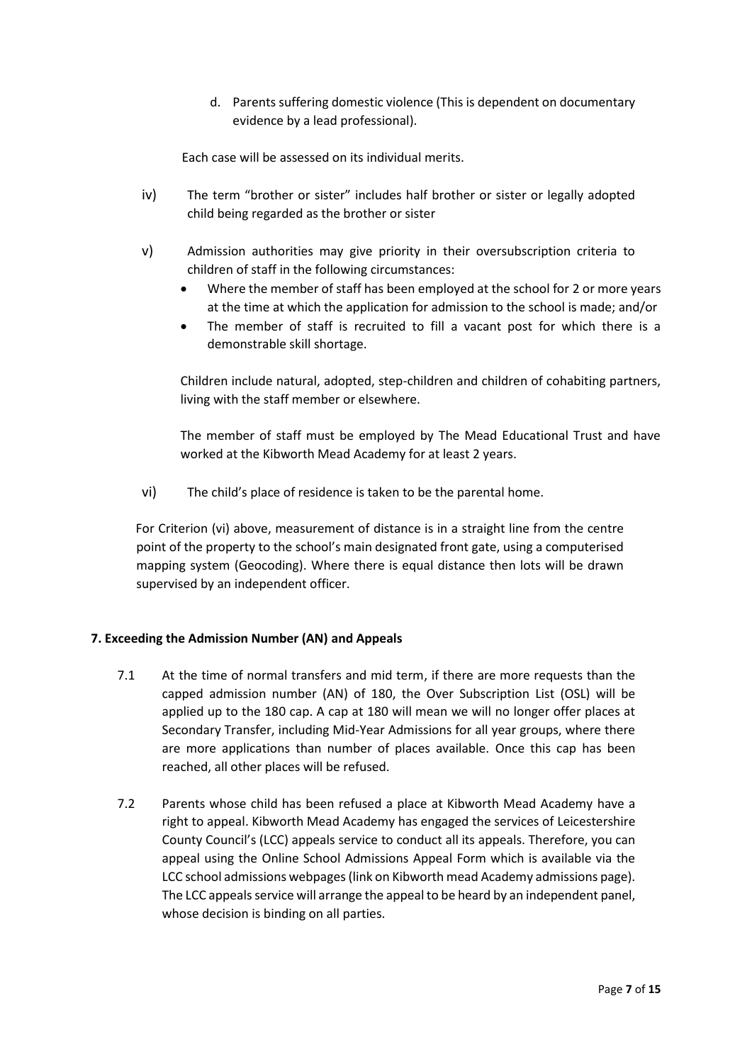d. Parents suffering domestic violence (This is dependent on documentary evidence by a lead professional).

Each case will be assessed on its individual merits.

iv) The term "brother or sister" includes half brother or sister or legally adopted child being regarded as the brother or sister

v) Admission authorities may give priority in their oversubscription criteria to children of staff in the following circumstances:

- Where the member of staff has been employed at the school for 2 or more years at the time at which the application for admission to the school is made; and/or
- The member of staff is recruited to fill a vacant post for which there is a demonstrable skill shortage.

Children include natural, adopted, step-children and children of cohabiting partners, living with the staff member or elsewhere.

The member of staff must be employed by The Mead Educational Trust and have worked at the Kibworth Mead Academy for at least 2 years.

vi) The child's place of residence is taken to be the parental home.

For Criterion (vi) above, measurement of distance is in a straight line from the centre point of the property to the school's main designated front gate, using a computerised mapping system (Geocoding). Where there is equal distance then lots will be drawn supervised by an independent officer.

**7. Exceeding the Admission Number (AN) and Appeals**

7.1 At the time of normal transfers and mid term, if there are more requests than the capped admission number (AN) of 180, the Over Subscription List (OSL) will be applied up to the 180 cap. A cap at 180 will mean we will no longer offer places at Secondary Transfer, including Mid-Year Admissions for all year groups, where there are more applications than number of places available. Once this cap has been reached, all other places will be refused.

7.2 Parents whose child has been refused a place at Kibworth Mead Academy have a right to appeal. Kibworth Mead Academy has engaged the services of Leicestershire County Council's (LCC) appeals service to conduct all its appeals. Therefore, you can appeal using the Online School Admissions Appeal Form which is available via the LCC school admissions webpages (link on Kibworth mead Academy admissions page). The LCC appeals service will arrange the appeal to be heard by an independent panel, whose decision is binding on all parties.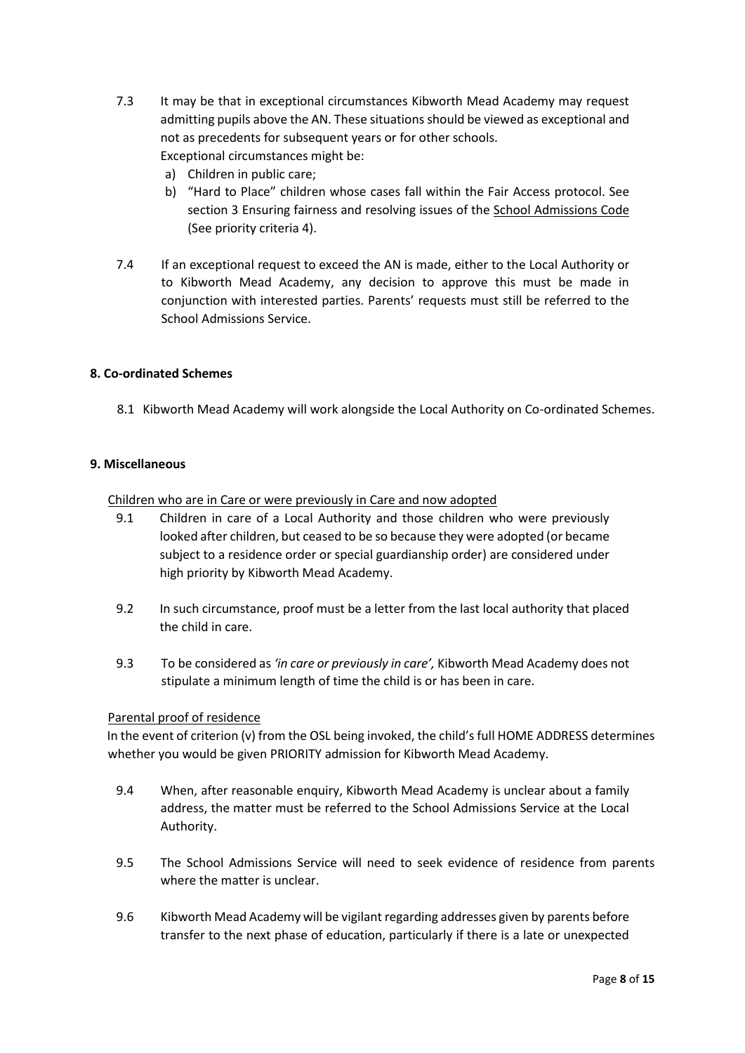7.3 It may be that in exceptional circumstances Kibworth Mead Academy may request admitting pupils above the AN. These situations should be viewed as exceptional and not as precedents for subsequent years or for other schools.
Exceptional circumstances might be:

a) Children in public care;
b) "Hard to Place" children whose cases fall within the Fair Access protocol. See section 3 Ensuring fairness and resolving issues of the School Admissions Code (See priority criteria 4).

7.4 If an exceptional request to exceed the AN is made, either to the Local Authority or to Kibworth Mead Academy, any decision to approve this must be made in conjunction with interested parties. Parents' requests must still be referred to the School Admissions Service.

**8. Co-ordinated Schemes**

8.1 Kibworth Mead Academy will work alongside the Local Authority on Co-ordinated Schemes.

**9. Miscellaneous**

Children who are in Care or were previously in Care and now adopted

9.1 Children in care of a Local Authority and those children who were previously looked after children, but ceased to be so because they were adopted (or became subject to a residence order or special guardianship order) are considered under high priority by Kibworth Mead Academy.

9.2 In such circumstance, proof must be a letter from the last local authority that placed the child in care.

9.3 To be considered as *'in care or previously in care',* Kibworth Mead Academy does not stipulate a minimum length of time the child is or has been in care.

Parental proof of residence

In the event of criterion (v) from the OSL being invoked, the child's full HOME ADDRESS determines whether you would be given PRIORITY admission for Kibworth Mead Academy.

9.4 When, after reasonable enquiry, Kibworth Mead Academy is unclear about a family address, the matter must be referred to the School Admissions Service at the Local Authority.

9.5 The School Admissions Service will need to seek evidence of residence from parents where the matter is unclear.

9.6 Kibworth Mead Academy will be vigilant regarding addresses given by parents before transfer to the next phase of education, particularly if there is a late or unexpected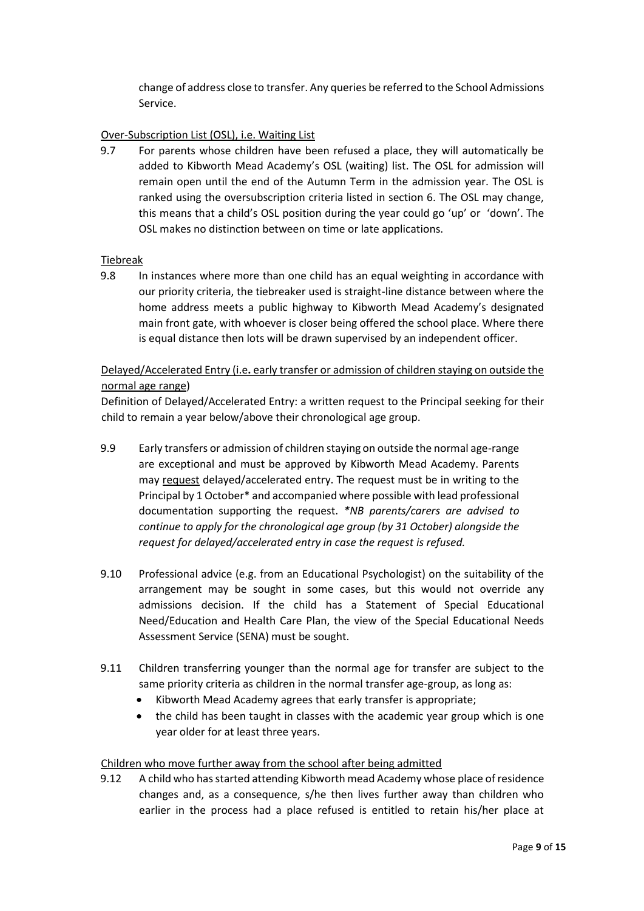change of address close to transfer. Any queries be referred to the School Admissions Service.

Over-Subscription List (OSL), i.e. Waiting List

9.7 For parents whose children have been refused a place, they will automatically be added to Kibworth Mead Academy's OSL (waiting) list. The OSL for admission will remain open until the end of the Autumn Term in the admission year. The OSL is ranked using the oversubscription criteria listed in section 6. The OSL may change, this means that a child's OSL position during the year could go 'up' or 'down'. The OSL makes no distinction between on time or late applications.

Tiebreak

9.8 In instances where more than one child has an equal weighting in accordance with our priority criteria, the tiebreaker used is straight-line distance between where the home address meets a public highway to Kibworth Mead Academy's designated main front gate, with whoever is closer being offered the school place. Where there is equal distance then lots will be drawn supervised by an independent officer.

Delayed/Accelerated Entry (i.e**.** early transfer or admission of children staying on outside the normal age range)

Definition of Delayed/Accelerated Entry: a written request to the Principal seeking for their child to remain a year below/above their chronological age group.

9.9 Early transfers or admission of children staying on outside the normal age-range are exceptional and must be approved by Kibworth Mead Academy. Parents may request delayed/accelerated entry. The request must be in writing to the Principal by 1 October* and accompanied where possible with lead professional documentation supporting the request. *\*NB parents/carers are advised to continue to apply for the chronological age group (by 31 October) alongside the request for delayed/accelerated entry in case the request is refused.*

9.10 Professional advice (e.g. from an Educational Psychologist) on the suitability of the arrangement may be sought in some cases, but this would not override any admissions decision. If the child has a Statement of Special Educational Need/Education and Health Care Plan, the view of the Special Educational Needs Assessment Service (SENA) must be sought.

9.11 Children transferring younger than the normal age for transfer are subject to the same priority criteria as children in the normal transfer age-group, as long as:

- Kibworth Mead Academy agrees that early transfer is appropriate;
- the child has been taught in classes with the academic year group which is one year older for at least three years.

Children who move further away from the school after being admitted

9.12 A child who has started attending Kibworth mead Academy whose place of residence changes and, as a consequence, s/he then lives further away than children who earlier in the process had a place refused is entitled to retain his/her place at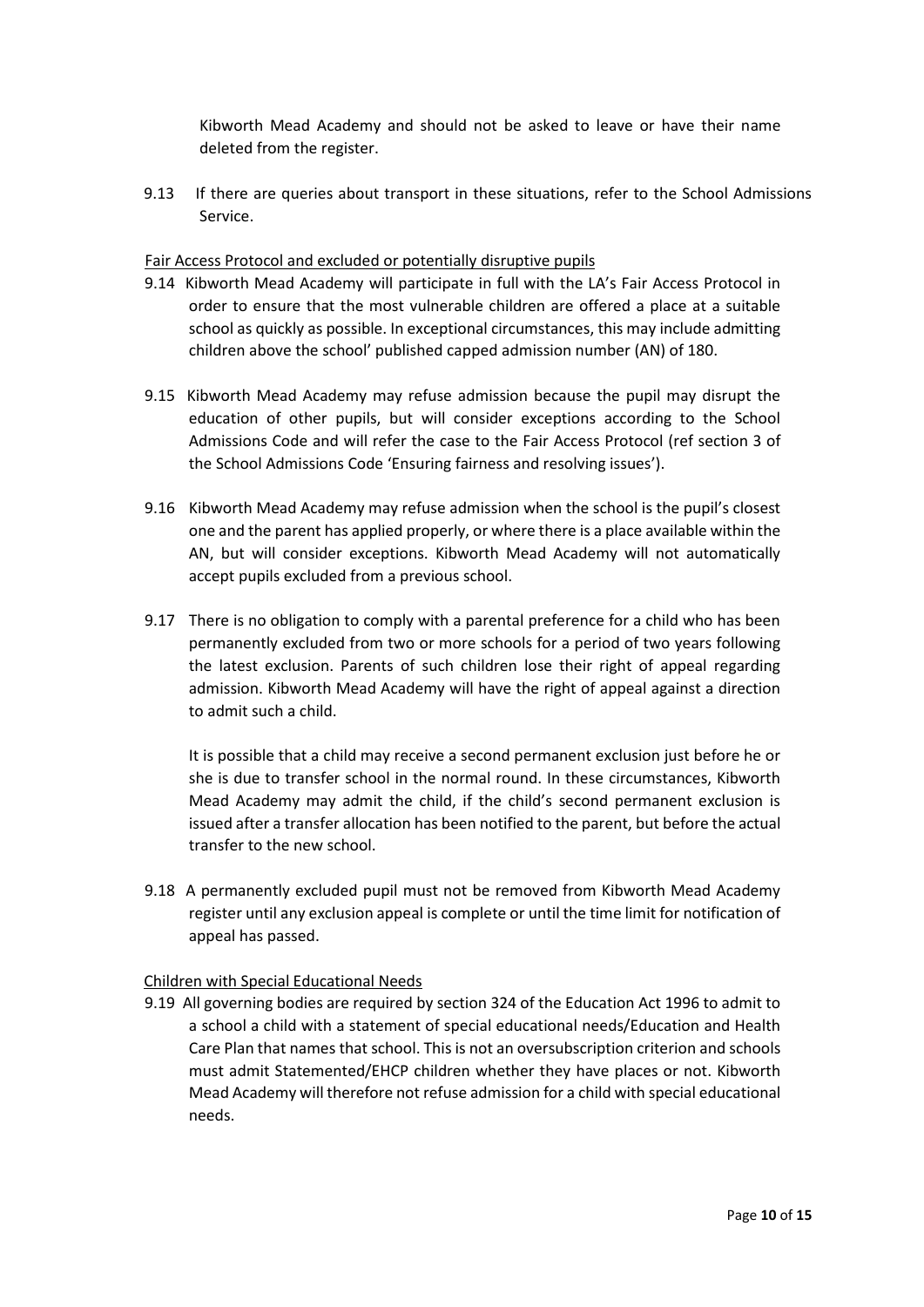Kibworth Mead Academy and should not be asked to leave or have their name deleted from the register.

9.13 If there are queries about transport in these situations, refer to the School Admissions Service.

Fair Access Protocol and excluded or potentially disruptive pupils

9.14 Kibworth Mead Academy will participate in full with the LA's Fair Access Protocol in order to ensure that the most vulnerable children are offered a place at a suitable school as quickly as possible. In exceptional circumstances, this may include admitting children above the school' published capped admission number (AN) of 180.

9.15 Kibworth Mead Academy may refuse admission because the pupil may disrupt the education of other pupils, but will consider exceptions according to the School Admissions Code and will refer the case to the Fair Access Protocol (ref section 3 of the School Admissions Code 'Ensuring fairness and resolving issues').

9.16 Kibworth Mead Academy may refuse admission when the school is the pupil's closest one and the parent has applied properly, or where there is a place available within the AN, but will consider exceptions. Kibworth Mead Academy will not automatically accept pupils excluded from a previous school.

9.17 There is no obligation to comply with a parental preference for a child who has been permanently excluded from two or more schools for a period of two years following the latest exclusion. Parents of such children lose their right of appeal regarding admission. Kibworth Mead Academy will have the right of appeal against a direction to admit such a child.

It is possible that a child may receive a second permanent exclusion just before he or she is due to transfer school in the normal round. In these circumstances, Kibworth Mead Academy may admit the child, if the child's second permanent exclusion is issued after a transfer allocation has been notified to the parent, but before the actual transfer to the new school.

9.18 A permanently excluded pupil must not be removed from Kibworth Mead Academy register until any exclusion appeal is complete or until the time limit for notification of appeal has passed.

Children with Special Educational Needs

9.19 All governing bodies are required by section 324 of the Education Act 1996 to admit to a school a child with a statement of special educational needs/Education and Health Care Plan that names that school. This is not an oversubscription criterion and schools must admit Statemented/EHCP children whether they have places or not. Kibworth Mead Academy will therefore not refuse admission for a child with special educational needs.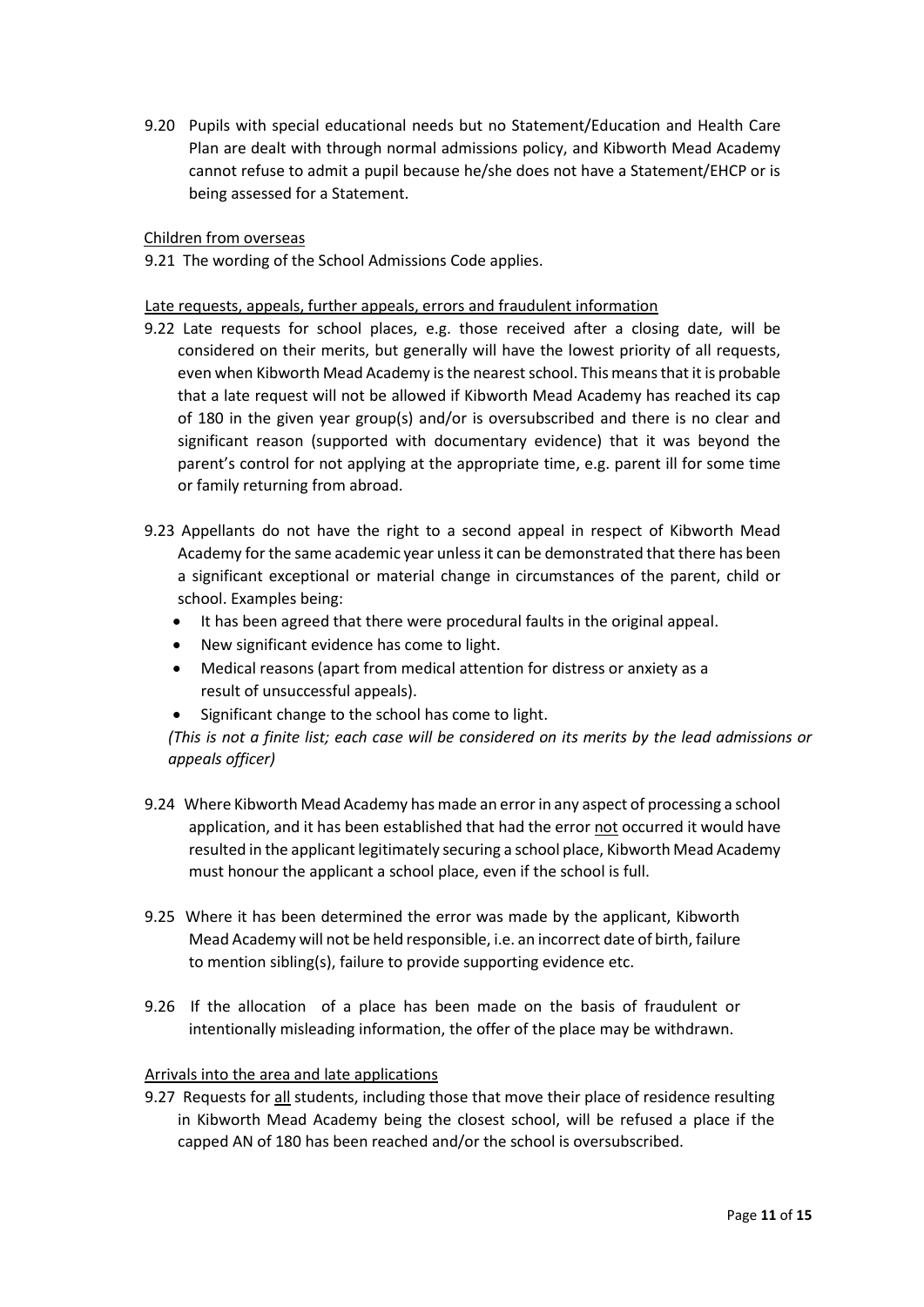9.20 Pupils with special educational needs but no Statement/Education and Health Care Plan are dealt with through normal admissions policy, and Kibworth Mead Academy cannot refuse to admit a pupil because he/she does not have a Statement/EHCP or is being assessed for a Statement.

Children from overseas

9.21 The wording of the School Admissions Code applies.

Late requests, appeals, further appeals, errors and fraudulent information

9.22 Late requests for school places, e.g. those received after a closing date, will be considered on their merits, but generally will have the lowest priority of all requests, even when Kibworth Mead Academy is the nearest school. This means that it is probable that a late request will not be allowed if Kibworth Mead Academy has reached its cap of 180 in the given year group(s) and/or is oversubscribed and there is no clear and significant reason (supported with documentary evidence) that it was beyond the parent's control for not applying at the appropriate time, e.g. parent ill for some time or family returning from abroad.

9.23 Appellants do not have the right to a second appeal in respect of Kibworth Mead Academy for the same academic year unless it can be demonstrated that there has been a significant exceptional or material change in circumstances of the parent, child or school. Examples being:

- It has been agreed that there were procedural faults in the original appeal.
- New significant evidence has come to light.
- Medical reasons (apart from medical attention for distress or anxiety as a result of unsuccessful appeals).
- Significant change to the school has come to light.

*(This is not a finite list; each case will be considered on its merits by the lead admissions or appeals officer)*

9.24 Where Kibworth Mead Academy has made an error in any aspect of processing a school application, and it has been established that had the error not occurred it would have resulted in the applicant legitimately securing a school place, Kibworth Mead Academy must honour the applicant a school place, even if the school is full.

9.25 Where it has been determined the error was made by the applicant, Kibworth Mead Academy will not be held responsible, i.e. an incorrect date of birth, failure to mention sibling(s), failure to provide supporting evidence etc.

9.26 If the allocation of a place has been made on the basis of fraudulent or intentionally misleading information, the offer of the place may be withdrawn.

Arrivals into the area and late applications

9.27 Requests for all students, including those that move their place of residence resulting in Kibworth Mead Academy being the closest school, will be refused a place if the capped AN of 180 has been reached and/or the school is oversubscribed.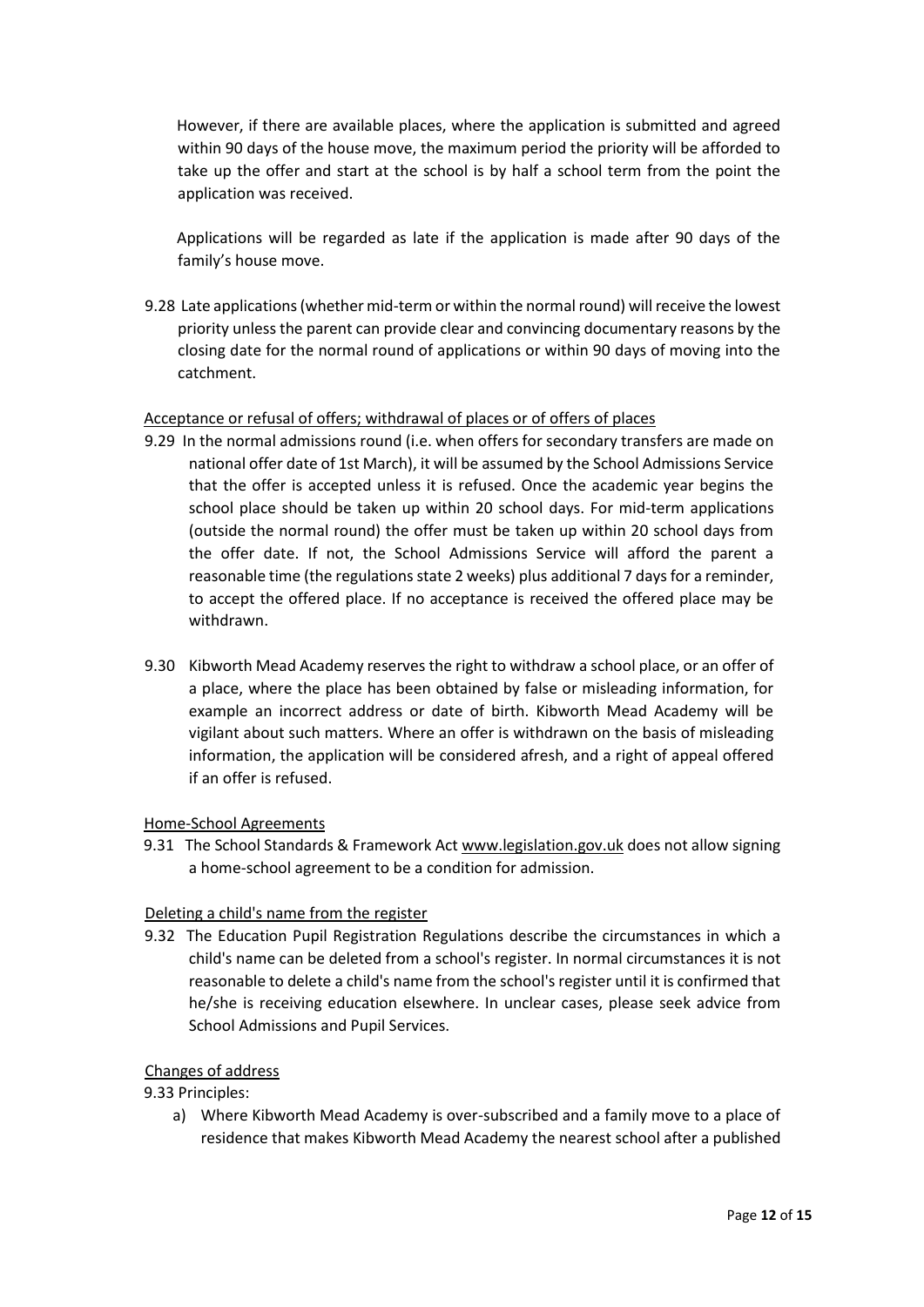However, if there are available places, where the application is submitted and agreed within 90 days of the house move, the maximum period the priority will be afforded to take up the offer and start at the school is by half a school term from the point the application was received.

Applications will be regarded as late if the application is made after 90 days of the family's house move.

9.28 Late applications (whether mid-term or within the normal round) will receive the lowest priority unless the parent can provide clear and convincing documentary reasons by the closing date for the normal round of applications or within 90 days of moving into the catchment.

<u>Acceptance or refusal of offers; withdrawal of places or of offers of places</u>

9.29 In the normal admissions round (i.e. when offers for secondary transfers are made on national offer date of 1st March), it will be assumed by the School Admissions Service that the offer is accepted unless it is refused. Once the academic year begins the school place should be taken up within 20 school days. For mid-term applications (outside the normal round) the offer must be taken up within 20 school days from the offer date. If not, the School Admissions Service will afford the parent a reasonable time (the regulations state 2 weeks) plus additional 7 days for a reminder, to accept the offered place. If no acceptance is received the offered place may be withdrawn.

9.30 Kibworth Mead Academy reserves the right to withdraw a school place, or an offer of a place, where the place has been obtained by false or misleading information, for example an incorrect address or date of birth. Kibworth Mead Academy will be vigilant about such matters. Where an offer is withdrawn on the basis of misleading information, the application will be considered afresh, and a right of appeal offered if an offer is refused.

<u>Home-School Agreements</u>

9.31 The School Standards & Framework Act www.legislation.gov.uk does not allow signing a home-school agreement to be a condition for admission.

<u>Deleting a child's name from the register</u>

9.32 The Education Pupil Registration Regulations describe the circumstances in which a child's name can be deleted from a school's register. In normal circumstances it is not reasonable to delete a child's name from the school's register until it is confirmed that he/she is receiving education elsewhere. In unclear cases, please seek advice from School Admissions and Pupil Services.

<u>Changes of address</u>

9.33 Principles:

a) Where Kibworth Mead Academy is over-subscribed and a family move to a place of residence that makes Kibworth Mead Academy the nearest school after a published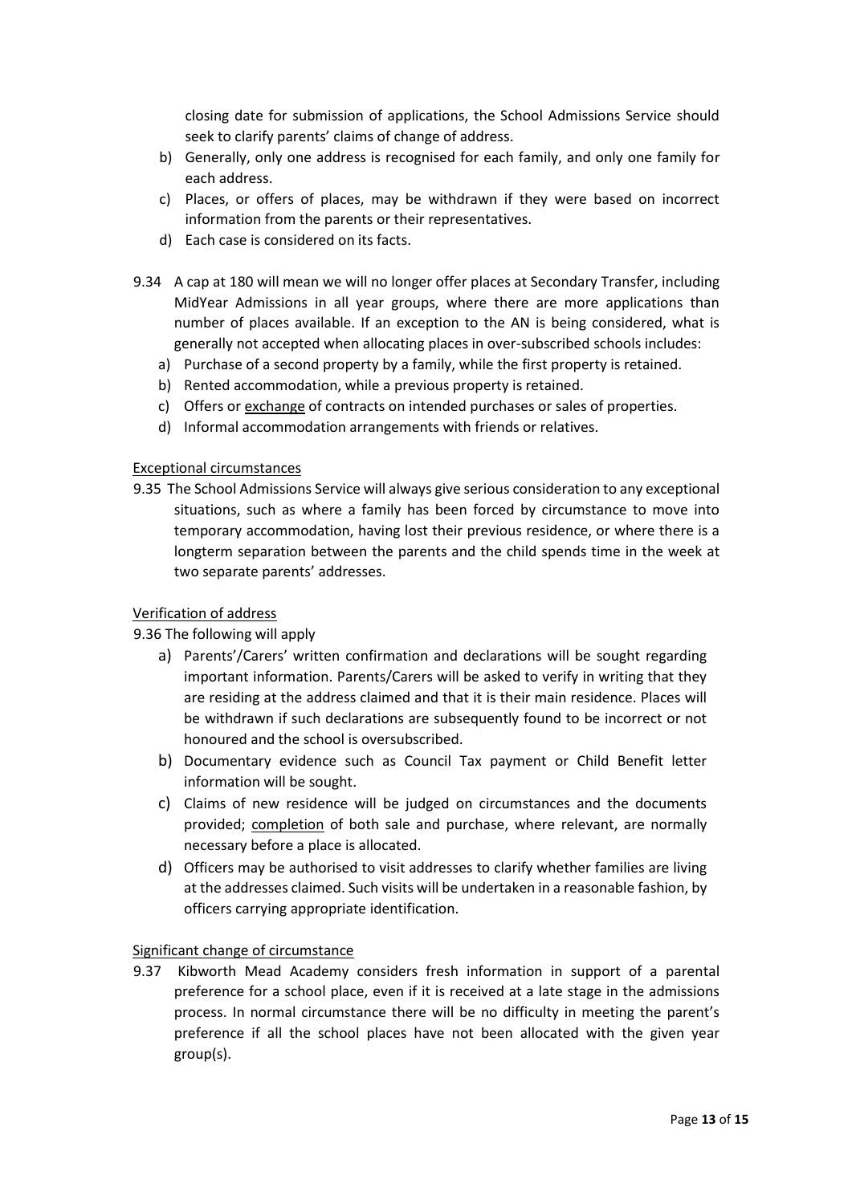closing date for submission of applications, the School Admissions Service should seek to clarify parents' claims of change of address.

b) Generally, only one address is recognised for each family, and only one family for each address.
c) Places, or offers of places, may be withdrawn if they were based on incorrect information from the parents or their representatives.
d) Each case is considered on its facts.

9.34 A cap at 180 will mean we will no longer offer places at Secondary Transfer, including MidYear Admissions in all year groups, where there are more applications than number of places available. If an exception to the AN is being considered, what is generally not accepted when allocating places in over-subscribed schools includes:

a) Purchase of a second property by a family, while the first property is retained.
b) Rented accommodation, while a previous property is retained.
c) Offers or <u>exchange</u> of contracts on intended purchases or sales of properties.
d) Informal accommodation arrangements with friends or relatives.

<u>Exceptional circumstances</u>

9.35 The School Admissions Service will always give serious consideration to any exceptional situations, such as where a family has been forced by circumstance to move into temporary accommodation, having lost their previous residence, or where there is a longterm separation between the parents and the child spends time in the week at two separate parents' addresses.

<u>Verification of address</u>

9.36 The following will apply

a) Parents'/Carers' written confirmation and declarations will be sought regarding important information. Parents/Carers will be asked to verify in writing that they are residing at the address claimed and that it is their main residence. Places will be withdrawn if such declarations are subsequently found to be incorrect or not honoured and the school is oversubscribed.
b) Documentary evidence such as Council Tax payment or Child Benefit letter information will be sought.
c) Claims of new residence will be judged on circumstances and the documents provided; <u>completion</u> of both sale and purchase, where relevant, are normally necessary before a place is allocated.
d) Officers may be authorised to visit addresses to clarify whether families are living at the addresses claimed. Such visits will be undertaken in a reasonable fashion, by officers carrying appropriate identification.

<u>Significant change of circumstance</u>

9.37 Kibworth Mead Academy considers fresh information in support of a parental preference for a school place, even if it is received at a late stage in the admissions process. In normal circumstance there will be no difficulty in meeting the parent's preference if all the school places have not been allocated with the given year group(s).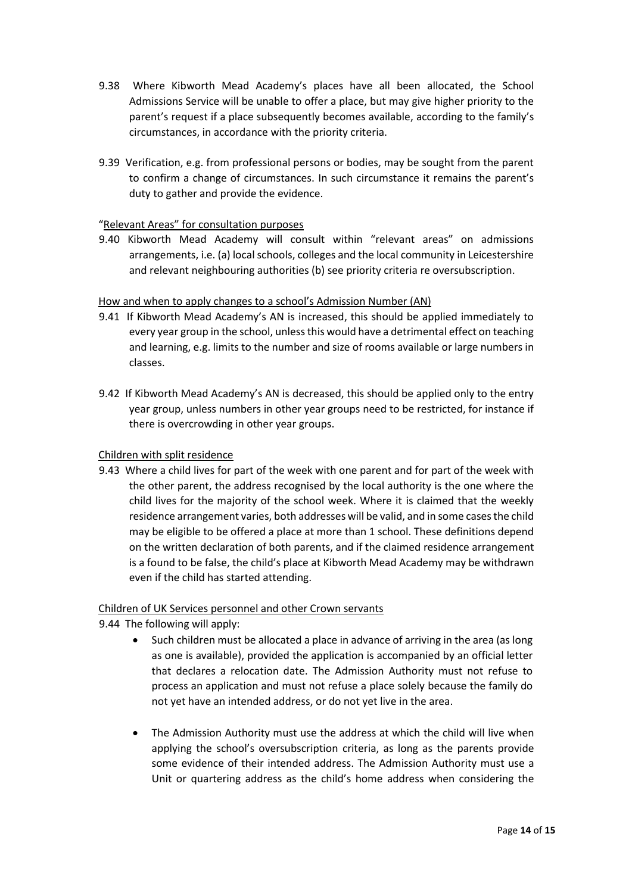9.38 Where Kibworth Mead Academy's places have all been allocated, the School Admissions Service will be unable to offer a place, but may give higher priority to the parent's request if a place subsequently becomes available, according to the family's circumstances, in accordance with the priority criteria.

9.39 Verification, e.g. from professional persons or bodies, may be sought from the parent to confirm a change of circumstances. In such circumstance it remains the parent's duty to gather and provide the evidence.

"Relevant Areas" for consultation purposes

9.40 Kibworth Mead Academy will consult within "relevant areas" on admissions arrangements, i.e. (a) local schools, colleges and the local community in Leicestershire and relevant neighbouring authorities (b) see priority criteria re oversubscription.

How and when to apply changes to a school's Admission Number (AN)

9.41 If Kibworth Mead Academy's AN is increased, this should be applied immediately to every year group in the school, unless this would have a detrimental effect on teaching and learning, e.g. limits to the number and size of rooms available or large numbers in classes.

9.42 If Kibworth Mead Academy's AN is decreased, this should be applied only to the entry year group, unless numbers in other year groups need to be restricted, for instance if there is overcrowding in other year groups.

Children with split residence

9.43 Where a child lives for part of the week with one parent and for part of the week with the other parent, the address recognised by the local authority is the one where the child lives for the majority of the school week. Where it is claimed that the weekly residence arrangement varies, both addresses will be valid, and in some cases the child may be eligible to be offered a place at more than 1 school. These definitions depend on the written declaration of both parents, and if the claimed residence arrangement is a found to be false, the child's place at Kibworth Mead Academy may be withdrawn even if the child has started attending.

Children of UK Services personnel and other Crown servants

9.44 The following will apply:

- Such children must be allocated a place in advance of arriving in the area (as long as one is available), provided the application is accompanied by an official letter that declares a relocation date. The Admission Authority must not refuse to process an application and must not refuse a place solely because the family do not yet have an intended address, or do not yet live in the area.

- The Admission Authority must use the address at which the child will live when applying the school's oversubscription criteria, as long as the parents provide some evidence of their intended address. The Admission Authority must use a Unit or quartering address as the child's home address when considering the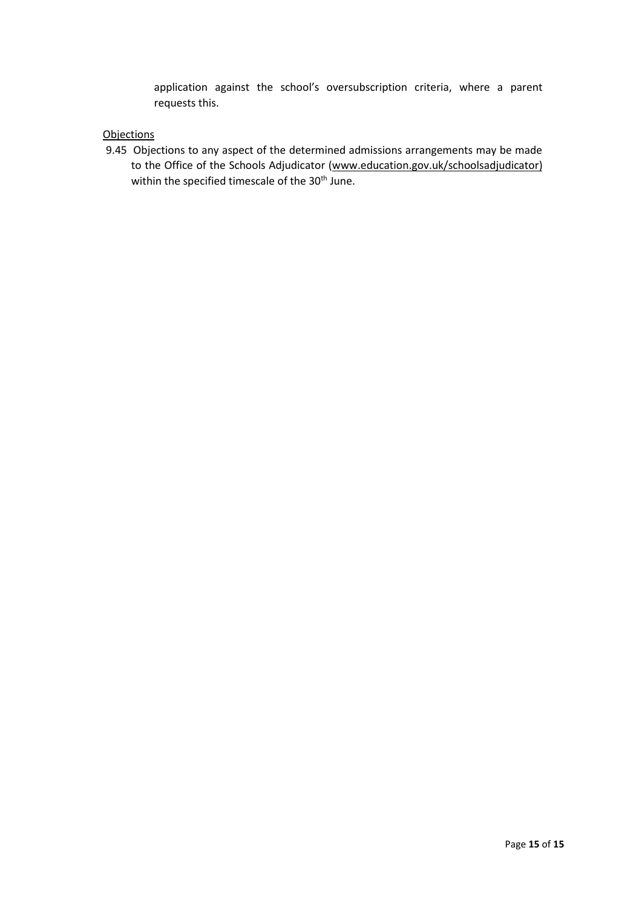application against the school's oversubscription criteria, where a parent requests this.

Objections

9.45 Objections to any aspect of the determined admissions arrangements may be made to the Office of the Schools Adjudicator (www.education.gov.uk/schoolsadjudicator) within the specified timescale of the 30th June.